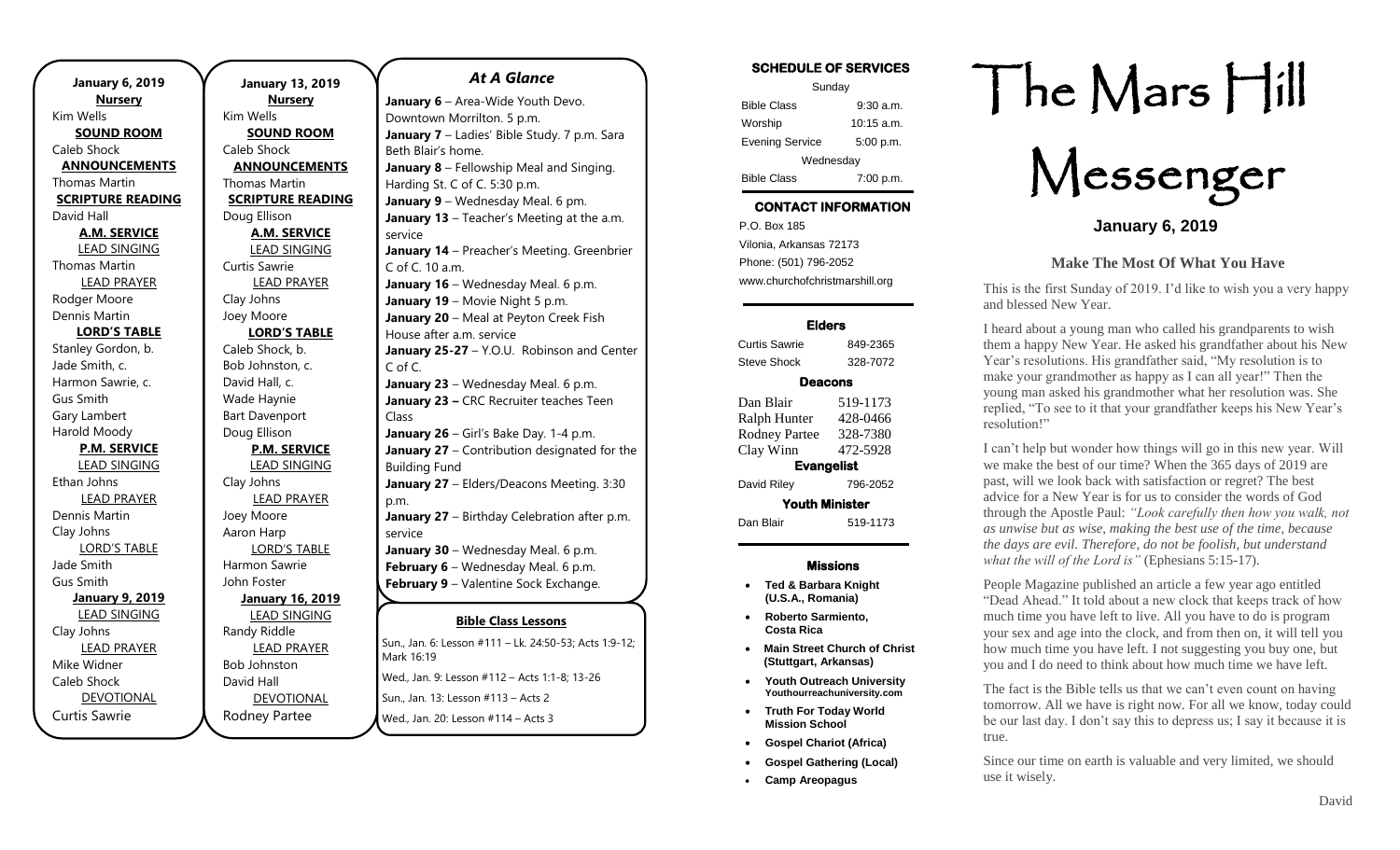**January 6, 2019**

**Nursery**
Kim Wells

**SOUND ROOM**
Caleb Shock

**ANNOUNCEMENTS**
Thomas Martin

**SCRIPTURE READING**
David Hall

**A.M. SERVICE**

LEAD SINGING
Thomas Martin

LEAD PRAYER
Rodger Moore
Dennis Martin

**LORD'S TABLE**
Stanley Gordon, b.
Jade Smith, c.
Harmon Sawrie, c.
Gus Smith
Gary Lambert
Harold Moody

**P.M. SERVICE**

LEAD SINGING
Ethan Johns

LEAD PRAYER
Dennis Martin
Clay Johns

LORD'S TABLE
Jade Smith
Gus Smith

**January 9, 2019**

LEAD SINGING
Clay Johns

LEAD PRAYER
Mike Widner
Caleb Shock

DEVOTIONAL
Curtis Sawrie

**January 13, 2019**

**Nursery**
Kim Wells

**SOUND ROOM**
Caleb Shock

**ANNOUNCEMENTS**
Thomas Martin

**SCRIPTURE READING**
Doug Ellison

**A.M. SERVICE**

LEAD SINGING
Curtis Sawrie

LEAD PRAYER
Clay Johns
Joey Moore

**LORD'S TABLE**
Caleb Shock, b.
Bob Johnston, c.
David Hall, c.
Wade Haynie
Bart Davenport
Doug Ellison

**P.M. SERVICE**

LEAD SINGING
Clay Johns

LEAD PRAYER
Joey Moore
Aaron Harp

LORD'S TABLE
Harmon Sawrie
John Foster

**January 16, 2019**

LEAD SINGING
Randy Riddle

LEAD PRAYER
Bob Johnston
David Hall

DEVOTIONAL
Rodney Partee

## *At A Glance*

**January 6** – Area-Wide Youth Devo. Downtown Morrilton. 5 p.m.
**January 7** – Ladies' Bible Study. 7 p.m. Sara Beth Blair's home.
**January 8** – Fellowship Meal and Singing. Harding St. C of C. 5:30 p.m.
**January 9** – Wednesday Meal. 6 pm.
**January 13** – Teacher's Meeting at the a.m. service
**January 14** – Preacher's Meeting. Greenbrier C of C. 10 a.m.
**January 16** – Wednesday Meal. 6 p.m.
**January 19** – Movie Night 5 p.m.
**January 20** – Meal at Peyton Creek Fish House after a.m. service
**January 25-27** – Y.O.U. Robinson and Center C of C.
**January 23** – Wednesday Meal. 6 p.m.
**January 23 –** CRC Recruiter teaches Teen Class
**January 26** – Girl's Bake Day. 1-4 p.m.
**January 27** – Contribution designated for the Building Fund
**January 27** – Elders/Deacons Meeting. 3:30 p.m.
**January 27** – Birthday Celebration after p.m. service
**January 30** – Wednesday Meal. 6 p.m.
**February 6** – Wednesday Meal. 6 p.m.
**February 9** – Valentine Sock Exchange.

**Bible Class Lessons**

Sun., Jan. 6: Lesson #111 – Lk. 24:50-53; Acts 1:9-12; Mark 16:19
Wed., Jan. 9: Lesson #112 – Acts 1:1-8; 13-26
Sun., Jan. 13: Lesson #113 – Acts 2
Wed., Jan. 20: Lesson #114 – Acts 3

**SCHEDULE OF SERVICES**

| Sunday | |
|---|---|
| Bible Class | 9:30 a.m. |
| Worship | 10:15 a.m. |
| Evening Service | 5:00 p.m. |
| Wednesday | |
| Bible Class | 7:00 p.m. |

**CONTACT INFORMATION**

P.O. Box 185
Vilonia, Arkansas 72173
Phone: (501) 796-2052
www.churchofchristmarshill.org

**Elders**

| | |
|---|---|
| Curtis Sawrie | 849-2365 |
| Steve Shock | 328-7072 |

**Deacons**

| | |
|---|---|
| Dan Blair | 519-1173 |
| Ralph Hunter | 428-0466 |
| Rodney Partee | 328-7380 |
| Clay Winn | 472-5928 |

**Evangelist**

| | |
|---|---|
| David Riley | 796-2052 |

**Youth Minister**

| | |
|---|---|
| Dan Blair | 519-1173 |

**Missions**

- **Ted & Barbara Knight (U.S.A., Romania)**
- **Roberto Sarmiento, Costa Rica**
- **Main Street Church of Christ (Stuttgart, Arkansas)**
- **Youth Outreach University** Youthourreachuniversity.com
- **Truth For Today World Mission School**
- **Gospel Chariot (Africa)**
- **Gospel Gathering (Local)**
- **Camp Areopagus**

# The Mars Hill Messenger

**January 6, 2019**

## Make The Most Of What You Have

This is the first Sunday of 2019. I'd like to wish you a very happy and blessed New Year.

I heard about a young man who called his grandparents to wish them a happy New Year. He asked his grandfather about his New Year's resolutions. His grandfather said, "My resolution is to make your grandmother as happy as I can all year!" Then the young man asked his grandmother what her resolution was. She replied, "To see to it that your grandfather keeps his New Year's resolution!"

I can't help but wonder how things will go in this new year. Will we make the best of our time? When the 365 days of 2019 are past, will we look back with satisfaction or regret? The best advice for a New Year is for us to consider the words of God through the Apostle Paul: *"Look carefully then how you walk, not as unwise but as wise, making the best use of the time, because the days are evil. Therefore, do not be foolish, but understand what the will of the Lord is"* (Ephesians 5:15-17).

People Magazine published an article a few year ago entitled "Dead Ahead." It told about a new clock that keeps track of how much time you have left to live. All you have to do is program your sex and age into the clock, and from then on, it will tell you how much time you have left. I'm not suggesting you buy one, but you and I do need to think about how much time we have left.

The fact is the Bible tells us that we can't even count on having tomorrow. All we have is right now. For all we know, today could be our last day. I don't say this to depress us; I say it because it is true.

Since our time on earth is valuable and very limited, we should use it wisely.

David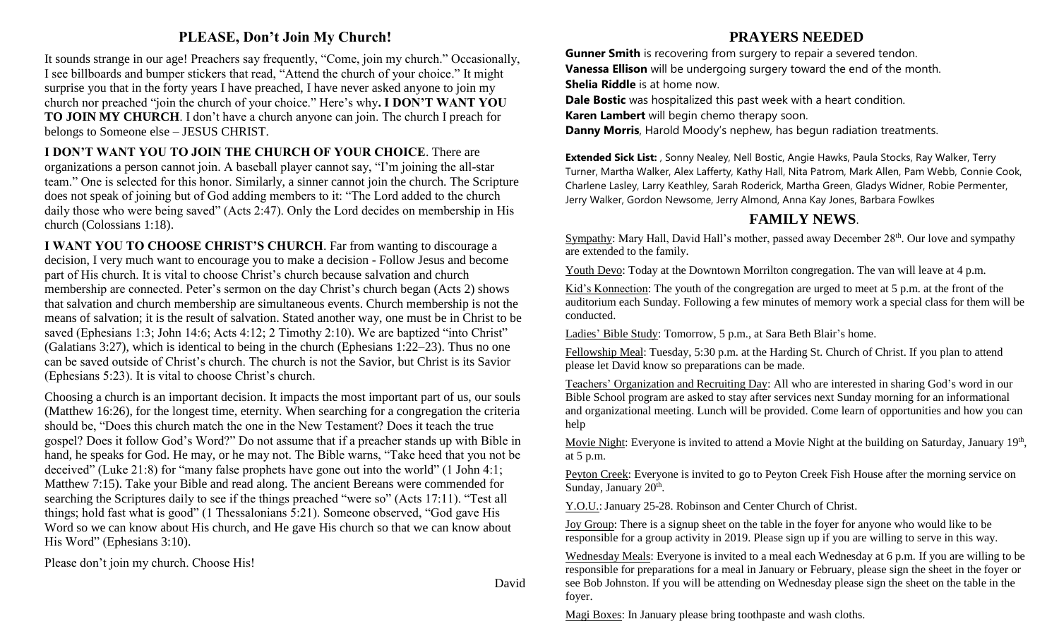## PLEASE, Don't Join My Church!

It sounds strange in our age! Preachers say frequently, "Come, join my church." Occasionally, I see billboards and bumper stickers that read, "Attend the church of your choice." It might surprise you that in the forty years I have preached, I have never asked anyone to join my church nor preached "join the church of your choice." Here's why**. I DON'T WANT YOU TO JOIN MY CHURCH**. I don't have a church anyone can join. The church I preach for belongs to Someone else – JESUS CHRIST.

**I DON'T WANT YOU TO JOIN THE CHURCH OF YOUR CHOICE**. There are organizations a person cannot join. A baseball player cannot say, "I'm joining the all-star team." One is selected for this honor. Similarly, a sinner cannot join the church. The Scripture does not speak of joining but of God adding members to it: "The Lord added to the church daily those who were being saved" (Acts 2:47). Only the Lord decides on membership in His church (Colossians 1:18).

**I WANT YOU TO CHOOSE CHRIST'S CHURCH**. Far from wanting to discourage a decision, I very much want to encourage you to make a decision - Follow Jesus and become part of His church. It is vital to choose Christ's church because salvation and church membership are connected. Peter's sermon on the day Christ's church began (Acts 2) shows that salvation and church membership are simultaneous events. Church membership is not the means of salvation; it is the result of salvation. Stated another way, one must be in Christ to be saved (Ephesians 1:3; John 14:6; Acts 4:12; 2 Timothy 2:10). We are baptized "into Christ" (Galatians 3:27), which is identical to being in the church (Ephesians 1:22–23). Thus no one can be saved outside of Christ's church. The church is not the Savior, but Christ is its Savior (Ephesians 5:23). It is vital to choose Christ's church.

Choosing a church is an important decision. It impacts the most important part of us, our souls (Matthew 16:26), for the longest time, eternity. When searching for a congregation the criteria should be, "Does this church match the one in the New Testament? Does it teach the true gospel? Does it follow God's Word?" Do not assume that if a preacher stands up with Bible in hand, he speaks for God. He may, or he may not. The Bible warns, "Take heed that you not be deceived" (Luke 21:8) for "many false prophets have gone out into the world" (1 John 4:1; Matthew 7:15). Take your Bible and read along. The ancient Bereans were commended for searching the Scriptures daily to see if the things preached "were so" (Acts 17:11). "Test all things; hold fast what is good" (1 Thessalonians 5:21). Someone observed, "God gave His Word so we can know about His church, and He gave His church so that we can know about His Word" (Ephesians 3:10).

Please don't join my church. Choose His!

David

## PRAYERS NEEDED

**Gunner Smith** is recovering from surgery to repair a severed tendon.
**Vanessa Ellison** will be undergoing surgery toward the end of the month.
**Shelia Riddle** is at home now.
**Dale Bostic** was hospitalized this past week with a heart condition.
**Karen Lambert** will begin chemo therapy soon.
**Danny Morris**, Harold Moody's nephew, has begun radiation treatments.

**Extended Sick List:** , Sonny Nealey, Nell Bostic, Angie Hawks, Paula Stocks, Ray Walker, Terry Turner, Martha Walker, Alex Lafferty, Kathy Hall, Nita Patrom, Mark Allen, Pam Webb, Connie Cook, Charlene Lasley, Larry Keathley, Sarah Roderick, Martha Green, Gladys Widner, Robie Permenter, Jerry Walker, Gordon Newsome, Jerry Almond, Anna Kay Jones, Barbara Fowlkes

## FAMILY NEWS.

Sympathy: Mary Hall, David Hall's mother, passed away December 28th. Our love and sympathy are extended to the family.

Youth Devo: Today at the Downtown Morrilton congregation. The van will leave at 4 p.m.

Kid's Konnection: The youth of the congregation are urged to meet at 5 p.m. at the front of the auditorium each Sunday. Following a few minutes of memory work a special class for them will be conducted.

Ladies' Bible Study: Tomorrow, 5 p.m., at Sara Beth Blair's home.

Fellowship Meal: Tuesday, 5:30 p.m. at the Harding St. Church of Christ. If you plan to attend please let David know so preparations can be made.

Teachers' Organization and Recruiting Day: All who are interested in sharing God's word in our Bible School program are asked to stay after services next Sunday morning for an informational and organizational meeting. Lunch will be provided. Come learn of opportunities and how you can help

Movie Night: Everyone is invited to attend a Movie Night at the building on Saturday, January 19th, at 5 p.m.

Peyton Creek: Everyone is invited to go to Peyton Creek Fish House after the morning service on Sunday, January 20th.

Y.O.U.: January 25-28. Robinson and Center Church of Christ.

Joy Group: There is a signup sheet on the table in the foyer for anyone who would like to be responsible for a group activity in 2019. Please sign up if you are willing to serve in this way.

Wednesday Meals: Everyone is invited to a meal each Wednesday at 6 p.m. If you are willing to be responsible for preparations for a meal in January or February, please sign the sheet in the foyer or see Bob Johnston. If you will be attending on Wednesday please sign the sheet on the table in the foyer.

Magi Boxes: In January please bring toothpaste and wash cloths.